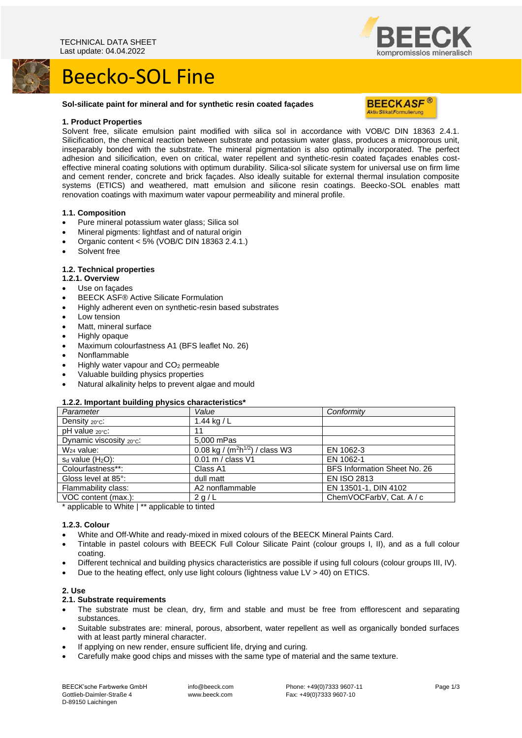TECHNICAL DATA SHEET
Last update: 04.04.2022

# Beecko-SOL Fine

**Sol-silicate paint for mineral and for synthetic resin coated façades**

BEECK ASF® Aktiv Silikat Formulierung

## 1. Product Properties

Solvent free, silicate emulsion paint modified with silica sol in accordance with VOB/C DIN 18363 2.4.1. Silicification, the chemical reaction between substrate and potassium water glass, produces a microporous unit, inseparably bonded with the substrate. The mineral pigmentation is also optimally incorporated. The perfect adhesion and silicification, even on critical, water repellent and synthetic-resin coated façades enables cost-effective mineral coating solutions with optimum durability. Silica-sol silicate system for universal use on firm lime and cement render, concrete and brick façades. Also ideally suitable for external thermal insulation composite systems (ETICS) and weathered, matt emulsion and silicone resin coatings. Beecko-SOL enables matt renovation coatings with maximum water vapour permeability and mineral profile.

### 1.1. Composition

- Pure mineral potassium water glass; Silica sol
- Mineral pigments: lightfast and of natural origin
- Organic content < 5% (VOB/C DIN 18363 2.4.1.)
- Solvent free

### 1.2. Technical properties

#### 1.2.1. Overview

- Use on façades
- BEECK ASF® Active Silicate Formulation
- Highly adherent even on synthetic-resin based substrates
- Low tension
- Matt, mineral surface
- Highly opaque
- Maximum colourfastness A1 (BFS leaflet No. 26)
- Nonflammable
- Highly water vapour and $CO_2$ permeable
- Valuable building physics properties
- Natural alkalinity helps to prevent algae and mould

#### 1.2.2. Important building physics characteristics*

| Parameter | Value | Conformity |
|---|---|---|
| Density $_{20°C}$: | 1.44 kg / L | |
| pH value $_{20°C}$: | 11 | |
| Dynamic viscosity $_{20°C}$: | 5,000 mPas | |
| $W_{24}$ value: | 0.08 kg / ($m^2h^{1/2}$) / class W3 | EN 1062-3 |
| $s_d$ value ($H_2O$): | 0.01 m / class V1 | EN 1062-1 |
| Colourfastness**: | Class A1 | BFS Information Sheet No. 26 |
| Gloss level at 85°: | dull matt | EN ISO 2813 |
| Flammability class: | A2 nonflammable | EN 13501-1, DIN 4102 |
| VOC content (max.): | 2 g / L | ChemVOCFarbV, Cat. A / c |

\* applicable to White | ** applicable to tinted

#### 1.2.3. Colour

- White and Off-White and ready-mixed in mixed colours of the BEECK Mineral Paints Card.
- Tintable in pastel colours with BEECK Full Colour Silicate Paint (colour groups I, II), and as a full colour coating.
- Different technical and building physics characteristics are possible if using full colours (colour groups III, IV).
- Due to the heating effect, only use light colours (lightness value LV > 40) on ETICS.

## 2. Use

### 2.1. Substrate requirements

- The substrate must be clean, dry, firm and stable and must be free from efflorescent and separating substances.
- Suitable substrates are: mineral, porous, absorbent, water repellent as well as organically bonded surfaces with at least partly mineral character.
- If applying on new render, ensure sufficient life, drying and curing.
- Carefully make good chips and misses with the same type of material and the same texture.

BEECK'sche Farbwerke GmbH
Gottlieb-Daimler-Straße 4
D-89150 Laichingen

info@beeck.com
www.beeck.com

Phone: +49(0)7333 9607-11
Fax: +49(0)7333 9607-10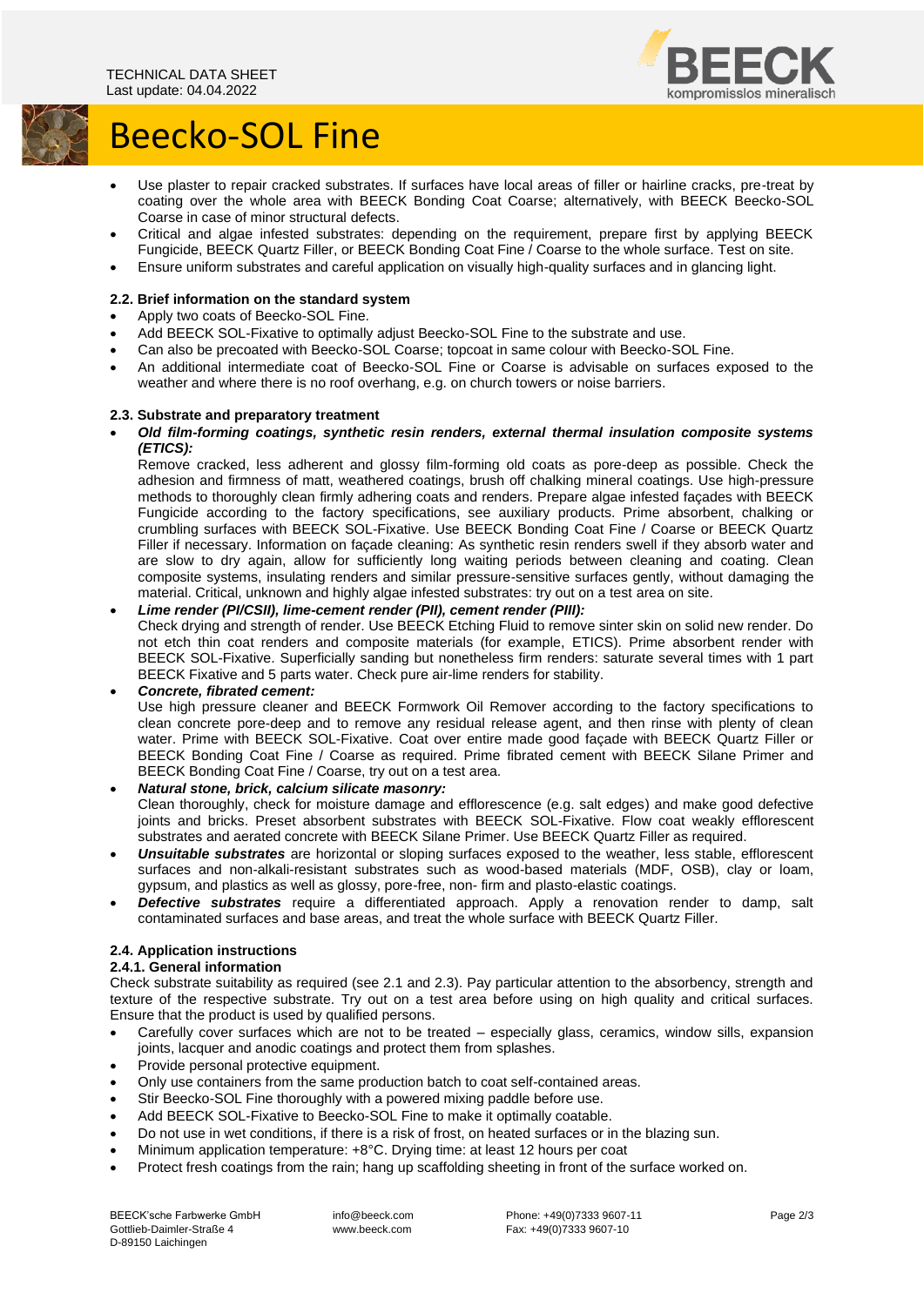- Use plaster to repair cracked substrates. If surfaces have local areas of filler or hairline cracks, pre-treat by coating over the whole area with BEECK Bonding Coat Coarse; alternatively, with BEECK Beecko-SOL Coarse in case of minor structural defects.
- Critical and algae infested substrates: depending on the requirement, prepare first by applying BEECK Fungicide, BEECK Quartz Filler, or BEECK Bonding Coat Fine / Coarse to the whole surface. Test on site.
- Ensure uniform substrates and careful application on visually high-quality surfaces and in glancing light.

### 2.2. Brief information on the standard system

- Apply two coats of Beecko-SOL Fine.
- Add BEECK SOL-Fixative to optimally adjust Beecko-SOL Fine to the substrate and use.
- Can also be precoated with Beecko-SOL Coarse; topcoat in same colour with Beecko-SOL Fine.
- An additional intermediate coat of Beecko-SOL Fine or Coarse is advisable on surfaces exposed to the weather and where there is no roof overhang, e.g. on church towers or noise barriers.

### 2.3. Substrate and preparatory treatment

- ***Old film-forming coatings, synthetic resin renders, external thermal insulation composite systems (ETICS):***
  Remove cracked, less adherent and glossy film-forming old coats as pore-deep as possible. Check the adhesion and firmness of matt, weathered coatings, brush off chalking mineral coatings. Use high-pressure methods to thoroughly clean firmly adhering coats and renders. Prepare algae infested façades with BEECK Fungicide according to the factory specifications, see auxiliary products. Prime absorbent, chalking or crumbling surfaces with BEECK SOL-Fixative. Use BEECK Bonding Coat Fine / Coarse or BEECK Quartz Filler if necessary. Information on façade cleaning: As synthetic resin renders swell if they absorb water and are slow to dry again, allow for sufficiently long waiting periods between cleaning and coating. Clean composite systems, insulating renders and similar pressure-sensitive surfaces gently, without damaging the material. Critical, unknown and highly algae infested substrates: try out on a test area on site.
- ***Lime render (PI/CSII), lime-cement render (PII), cement render (PIII):***
  Check drying and strength of render. Use BEECK Etching Fluid to remove sinter skin on solid new render. Do not etch thin coat renders and composite materials (for example, ETICS). Prime absorbent render with BEECK SOL-Fixative. Superficially sanding but nonetheless firm renders: saturate several times with 1 part BEECK Fixative and 5 parts water. Check pure air-lime renders for stability.
- ***Concrete, fibrated cement:***
  Use high pressure cleaner and BEECK Formwork Oil Remover according to the factory specifications to clean concrete pore-deep and to remove any residual release agent, and then rinse with plenty of clean water. Prime with BEECK SOL-Fixative. Coat over entire made good façade with BEECK Quartz Filler or BEECK Bonding Coat Fine / Coarse as required. Prime fibrated cement with BEECK Silane Primer and BEECK Bonding Coat Fine / Coarse, try out on a test area.
- ***Natural stone, brick, calcium silicate masonry:***
  Clean thoroughly, check for moisture damage and efflorescence (e.g. salt edges) and make good defective joints and bricks. Preset absorbent substrates with BEECK SOL-Fixative. Flow coat weakly efflorescent substrates and aerated concrete with BEECK Silane Primer. Use BEECK Quartz Filler as required.
- ***Unsuitable substrates*** are horizontal or sloping surfaces exposed to the weather, less stable, efflorescent surfaces and non-alkali-resistant substrates such as wood-based materials (MDF, OSB), clay or loam, gypsum, and plastics as well as glossy, pore-free, non- firm and plasto-elastic coatings.
- ***Defective substrates*** require a differentiated approach. Apply a renovation render to damp, salt contaminated surfaces and base areas, and treat the whole surface with BEECK Quartz Filler.

### 2.4. Application instructions

#### 2.4.1. General information

Check substrate suitability as required (see 2.1 and 2.3). Pay particular attention to the absorbency, strength and texture of the respective substrate. Try out on a test area before using on high quality and critical surfaces. Ensure that the product is used by qualified persons.

- Carefully cover surfaces which are not to be treated – especially glass, ceramics, window sills, expansion joints, lacquer and anodic coatings and protect them from splashes.
- Provide personal protective equipment.
- Only use containers from the same production batch to coat self-contained areas.
- Stir Beecko-SOL Fine thoroughly with a powered mixing paddle before use.
- Add BEECK SOL-Fixative to Beecko-SOL Fine to make it optimally coatable.
- Do not use in wet conditions, if there is a risk of frost, on heated surfaces or in the blazing sun.
- Minimum application temperature: +8°C. Drying time: at least 12 hours per coat
- Protect fresh coatings from the rain; hang up scaffolding sheeting in front of the surface worked on.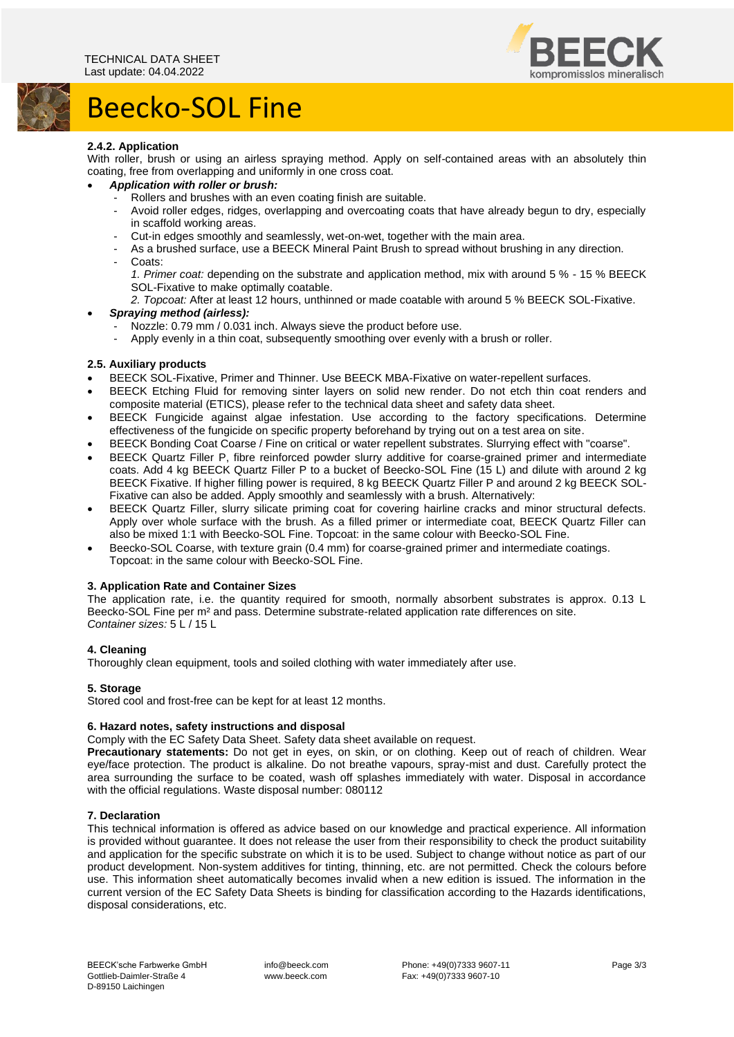# Beecko-SOL Fine

#### 2.4.2. Application

With roller, brush or using an airless spraying method. Apply on self-contained areas with an absolutely thin coating, free from overlapping and uniformly in one cross coat.

- ***Application with roller or brush:***
  - Rollers and brushes with an even coating finish are suitable.
  - Avoid roller edges, ridges, overlapping and overcoating coats that have already begun to dry, especially in scaffold working areas.
  - Cut-in edges smoothly and seamlessly, wet-on-wet, together with the main area.
  - As a brushed surface, use a BEECK Mineral Paint Brush to spread without brushing in any direction.
  - Coats:
    1. *Primer coat:* depending on the substrate and application method, mix with around 5 % - 15 % BEECK SOL-Fixative to make optimally coatable.
    2. *Topcoat:* After at least 12 hours, unthinned or made coatable with around 5 % BEECK SOL-Fixative.
- ***Spraying method (airless):***
  - Nozzle: 0.79 mm / 0.031 inch. Always sieve the product before use.
  - Apply evenly in a thin coat, subsequently smoothing over evenly with a brush or roller.

#### 2.5. Auxiliary products

- BEECK SOL-Fixative, Primer and Thinner. Use BEECK MBA-Fixative on water-repellent surfaces.
- BEECK Etching Fluid for removing sinter layers on solid new render. Do not etch thin coat renders and composite material (ETICS), please refer to the technical data sheet and safety data sheet.
- BEECK Fungicide against algae infestation. Use according to the factory specifications. Determine effectiveness of the fungicide on specific property beforehand by trying out on a test area on site.
- BEECK Bonding Coat Coarse / Fine on critical or water repellent substrates. Slurrying effect with "coarse".
- BEECK Quartz Filler P, fibre reinforced powder slurry additive for coarse-grained primer and intermediate coats. Add 4 kg BEECK Quartz Filler P to a bucket of Beecko-SOL Fine (15 L) and dilute with around 2 kg BEECK Fixative. If higher filling power is required, 8 kg BEECK Quartz Filler P and around 2 kg BEECK SOL-Fixative can also be added. Apply smoothly and seamlessly with a brush. Alternatively:
- BEECK Quartz Filler, slurry silicate priming coat for covering hairline cracks and minor structural defects. Apply over whole surface with the brush. As a filled primer or intermediate coat, BEECK Quartz Filler can also be mixed 1:1 with Beecko-SOL Fine. Topcoat: in the same colour with Beecko-SOL Fine.
- Beecko-SOL Coarse, with texture grain (0.4 mm) for coarse-grained primer and intermediate coatings. Topcoat: in the same colour with Beecko-SOL Fine.

### 3. Application Rate and Container Sizes

The application rate, i.e. the quantity required for smooth, normally absorbent substrates is approx. 0.13 L Beecko-SOL Fine per m² and pass. Determine substrate-related application rate differences on site.
*Container sizes:* 5 L / 15 L

### 4. Cleaning

Thoroughly clean equipment, tools and soiled clothing with water immediately after use.

### 5. Storage

Stored cool and frost-free can be kept for at least 12 months.

### 6. Hazard notes, safety instructions and disposal

Comply with the EC Safety Data Sheet. Safety data sheet available on request.
**Precautionary statements:** Do not get in eyes, on skin, or on clothing. Keep out of reach of children. Wear eye/face protection. The product is alkaline. Do not breathe vapours, spray-mist and dust. Carefully protect the area surrounding the surface to be coated, wash off splashes immediately with water. Disposal in accordance with the official regulations. Waste disposal number: 080112

### 7. Declaration

This technical information is offered as advice based on our knowledge and practical experience. All information is provided without guarantee. It does not release the user from their responsibility to check the product suitability and application for the specific substrate on which it is to be used. Subject to change without notice as part of our product development. Non-system additives for tinting, thinning, etc. are not permitted. Check the colours before use. This information sheet automatically becomes invalid when a new edition is issued. The information in the current version of the EC Safety Data Sheets is binding for classification according to the Hazards identifications, disposal considerations, etc.